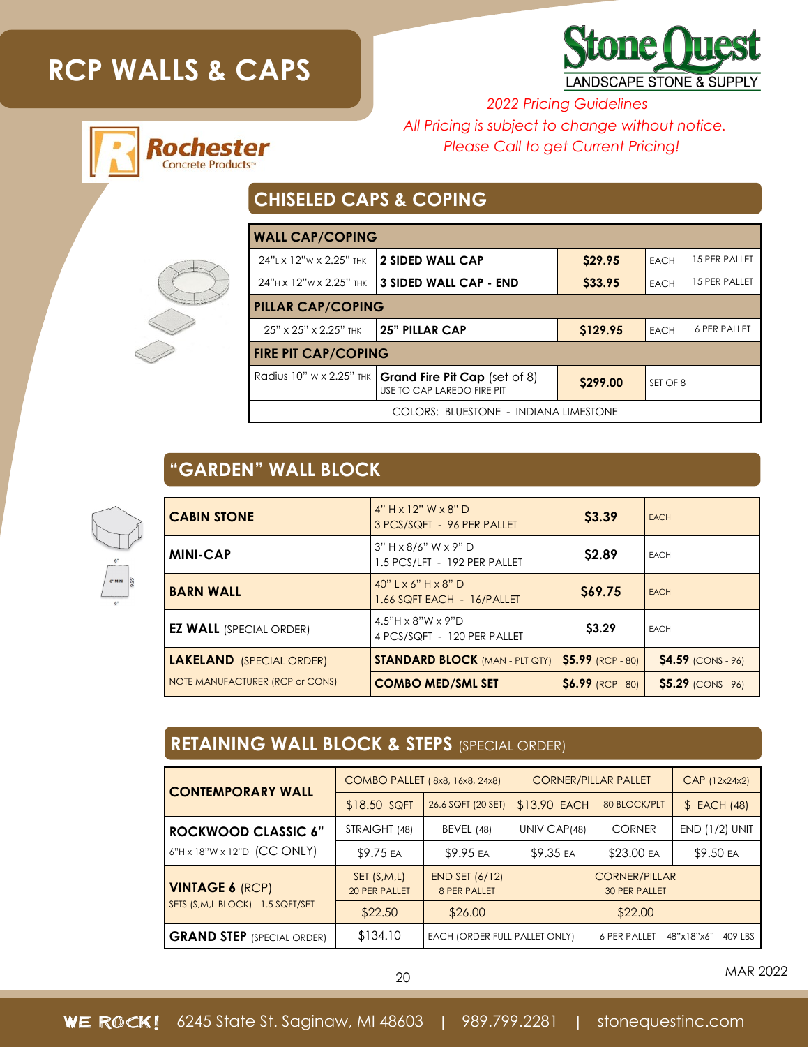# RCP WALLS & CAPS

Stone Quest LANDSCAPE STONE & SUPPLY

*2022 Pricing Guidelines*
*All Pricing is subject to change without notice.*
*Please Call to get Current Pricing!*

Rochester Concrete Products™

## CHISELED CAPS & COPING

| WALL CAP/COPING | | | | |
|---|---|---|---|---|
| 24"L x 12"W x 2.25" THK | **2 SIDED WALL CAP** | **$29.95** | EACH | 15 PER PALLET |
| 24"H x 12"W x 2.25" THK | **3 SIDED WALL CAP - END** | **$33.95** | EACH | 15 PER PALLET |
| **PILLAR CAP/COPING** | | | | |
| 25" x 25" x 2.25" THK | **25" PILLAR CAP** | **$129.95** | EACH | 6 PER PALLET |
| **FIRE PIT CAP/COPING** | | | | |
| Radius 10" W x 2.25" THK | **Grand Fire Pit Cap** (set of 8) USE TO CAP LAREDO FIRE PIT | **$299.00** | SET OF 8 | |
| COLORS: BLUESTONE - INDIANA LIMESTONE | | | | |

## "GARDEN" WALL BLOCK

| | | | |
|---|---|---|---|
| **CABIN STONE** | 4" H x 12" W x 8" D<br>3 PCS/SQFT - 96 PER PALLET | **$3.39** | EACH |
| **MINI-CAP** | 3" H x 8/6" W x 9" D<br>1.5 PCS/LFT - 192 PER PALLET | **$2.89** | EACH |
| **BARN WALL** | 40" L x 6" H x 8" D<br>1.66 SQFT EACH - 16/PALLET | **$69.75** | EACH |
| **EZ WALL** (SPECIAL ORDER) | 4.5"H x 8"W x 9"D<br>4 PCS/SQFT - 120 PER PALLET | **$3.29** | EACH |
| **LAKELAND** (SPECIAL ORDER) | **STANDARD BLOCK** (MAN - PLT QTY) | **$5.99** (RCP - 80) | **$4.59** (CONS - 96) |
| NOTE MANUFACTURER (RCP or CONS) | **COMBO MED/SML SET** | **$6.99** (RCP - 80) | **$5.29** (CONS - 96) |

## RETAINING WALL BLOCK & STEPS (SPECIAL ORDER)

| | | | | | |
|---|---|---|---|---|---|
| **CONTEMPORARY WALL** | COMBO PALLET (8x8, 16x8, 24x8) | | CORNER/PILLAR PALLET | | CAP (12x24x2) |
| | $18.50 SQFT | 26.6 SQFT (20 SET) | $13.90 EACH | 80 BLOCK/PLT | $ EACH (48) |
| **ROCKWOOD CLASSIC 6"** | STRAIGHT (48) | BEVEL (48) | UNIV CAP(48) | CORNER | END (1/2) UNIT |
| 6"H x 18"W x 12"D (CC ONLY) | $9.75 EA | $9.95 EA | $9.35 EA | $23.00 EA | $9.50 EA |
| **VINTAGE 6** (RCP) | SET (S,M,L) 20 PER PALLET | END SET (6/12) 8 PER PALLET | CORNER/PILLAR 30 PER PALLET | | |
| SETS (S,M,L BLOCK) - 1.5 SQFT/SET | $22.50 | $26.00 | $22.00 | | |
| **GRAND STEP** (SPECIAL ORDER) | $134.10 | EACH (ORDER FULL PALLET ONLY) | | 6 PER PALLET - 48"x18"x6" - 409 LBS | |

MAR 2022

WE ROCK! 6245 State St. Saginaw, MI 48603 | 989.799.2281 | stonequestinc.com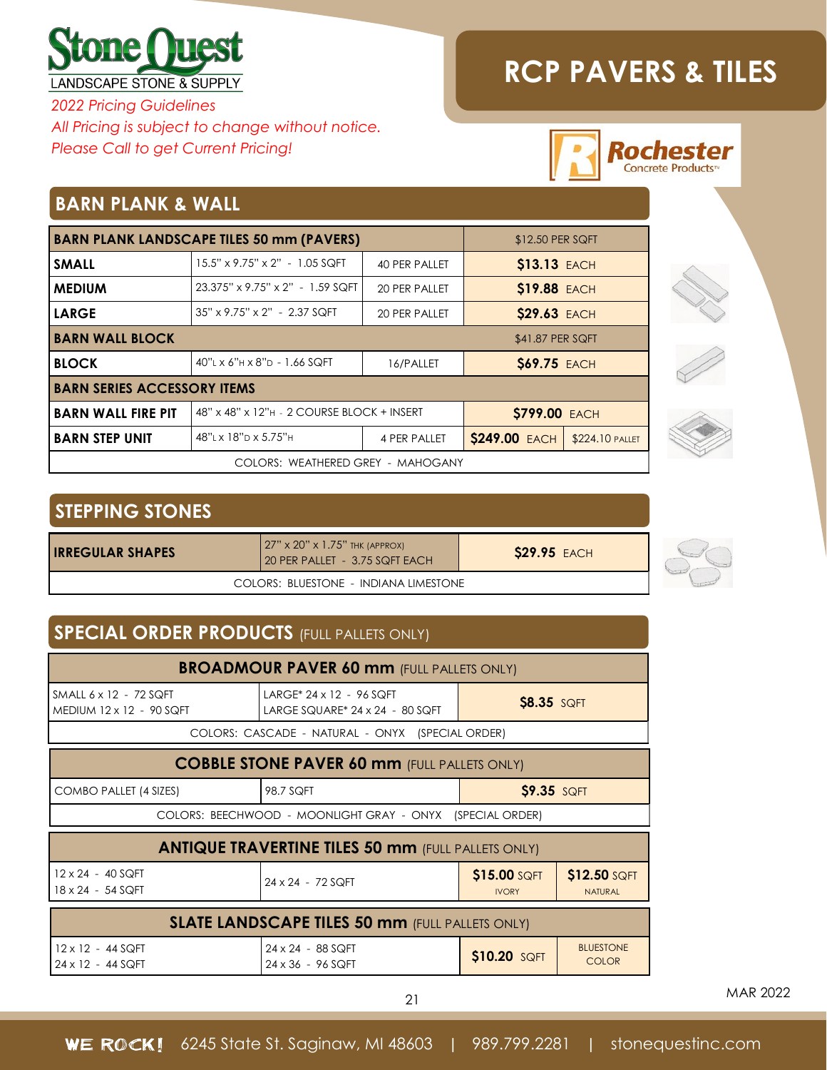Stone Quest
LANDSCAPE STONE & SUPPLY

*2022 Pricing Guidelines*
*All Pricing is subject to change without notice.*
*Please Call to get Current Pricing!*

# RCP PAVERS & TILES

Rochester Concrete Products

## BARN PLANK & WALL

| BARN PLANK LANDSCAPE TILES 50 mm (PAVERS) | | | $12.50 PER SQFT | |
|---|---|---|---|---|
| **SMALL** | 15.5" x 9.75" x 2" - 1.05 SQFT | 40 PER PALLET | **$13.13** EACH | |
| **MEDIUM** | 23.375" x 9.75" x 2" - 1.59 SQFT | 20 PER PALLET | **$19.88** EACH | |
| **LARGE** | 35" x 9.75" x 2" - 2.37 SQFT | 20 PER PALLET | **$29.63** EACH | |
| **BARN WALL BLOCK** | | | $41.87 PER SQFT | |
| **BLOCK** | 40"L x 6"H x 8"D - 1.66 SQFT | 16/PALLET | **$69.75** EACH | |
| **BARN SERIES ACCESSORY ITEMS** | | | | |
| **BARN WALL FIRE PIT** | 48" x 48" x 12"H - 2 COURSE BLOCK + INSERT | | **$799.00** EACH | |
| **BARN STEP UNIT** | 48"L x 18"D x 5.75"H | 4 PER PALLET | **$249.00** EACH | $224.10 PALLET |
| COLORS: WEATHERED GREY - MAHOGANY | | | | |

## STEPPING STONES

| | | |
|---|---|---|
| **IRREGULAR SHAPES** | 27" x 20" x 1.75" THK (APPROX) 20 PER PALLET - 3.75 SQFT EACH | **$29.95** EACH |
| COLORS: BLUESTONE - INDIANA LIMESTONE | | |

## SPECIAL ORDER PRODUCTS (FULL PALLETS ONLY)

| BROADMOUR PAVER 60 mm (FULL PALLETS ONLY) | | |
|---|---|---|
| SMALL 6 x 12 - 72 SQFT<br>MEDIUM 12 x 12 - 90 SQFT | LARGE* 24 x 12 - 96 SQFT<br>LARGE SQUARE* 24 x 24 - 80 SQFT | **$8.35** SQFT |
| COLORS: CASCADE - NATURAL - ONYX (SPECIAL ORDER) | | |

| COBBLE STONE PAVER 60 mm (FULL PALLETS ONLY) | | |
|---|---|---|
| COMBO PALLET (4 SIZES) | 98.7 SQFT | **$9.35** SQFT |
| COLORS: BEECHWOOD - MOONLIGHT GRAY - ONYX (SPECIAL ORDER) | | |

| ANTIQUE TRAVERTINE TILES 50 mm (FULL PALLETS ONLY) | | | |
|---|---|---|---|
| 12 x 24 - 40 SQFT<br>18 x 24 - 54 SQFT | 24 x 24 - 72 SQFT | **$15.00** SQFT IVORY | **$12.50** SQFT NATURAL |

| SLATE LANDSCAPE TILES 50 mm (FULL PALLETS ONLY) | | | |
|---|---|---|---|
| 12 x 12 - 44 SQFT<br>24 x 12 - 44 SQFT | 24 x 24 - 88 SQFT<br>24 x 36 - 96 SQFT | **$10.20** SQFT | BLUESTONE COLOR |

MAR 2022

WE ROCK! 6245 State St. Saginaw, MI 48603 | 989.799.2281 | stonequestinc.com